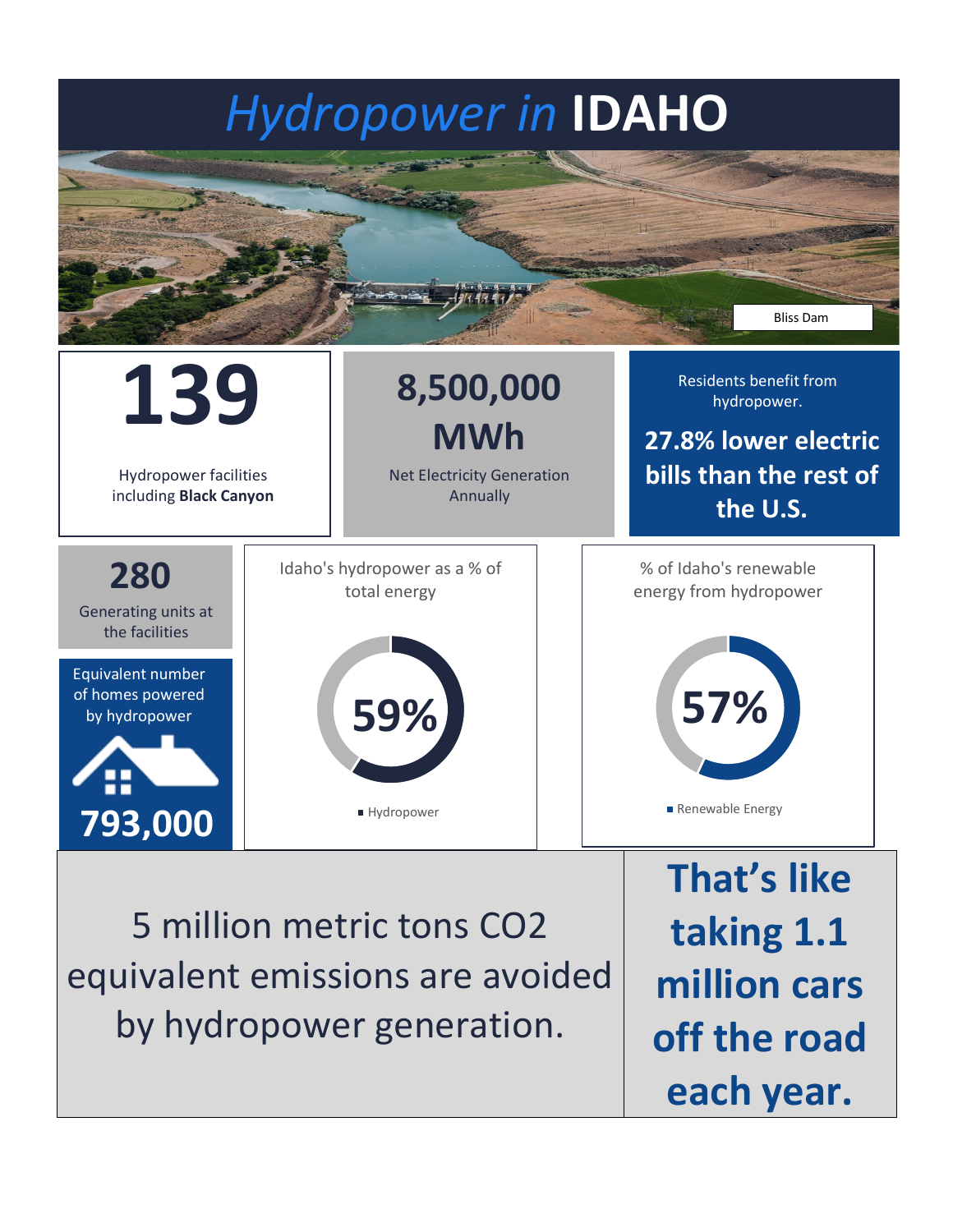# *Hydropower in* **IDAHO**

Bliss Dam

**139**

Hydropower facilities including **Black Canyon**

**8,500,000 MWh**

Net Electricity Generation Annually

Residents benefit from hydropower.

**27.8% lower electric bills than the rest of the U.S.**

**280**

Generating units at the facilities

Equivalent number of homes powered by hydropower

**793,000**

Idaho's hydropower as a % of total energy

**59%**

Hydropower

% of Idaho's renewable energy from hydropower

**57%**

Renewable Energy

5 million metric tons $CO_2$ equivalent emissions are avoided by hydropower generation.

**That's like taking 1.1 million cars off the road each year.**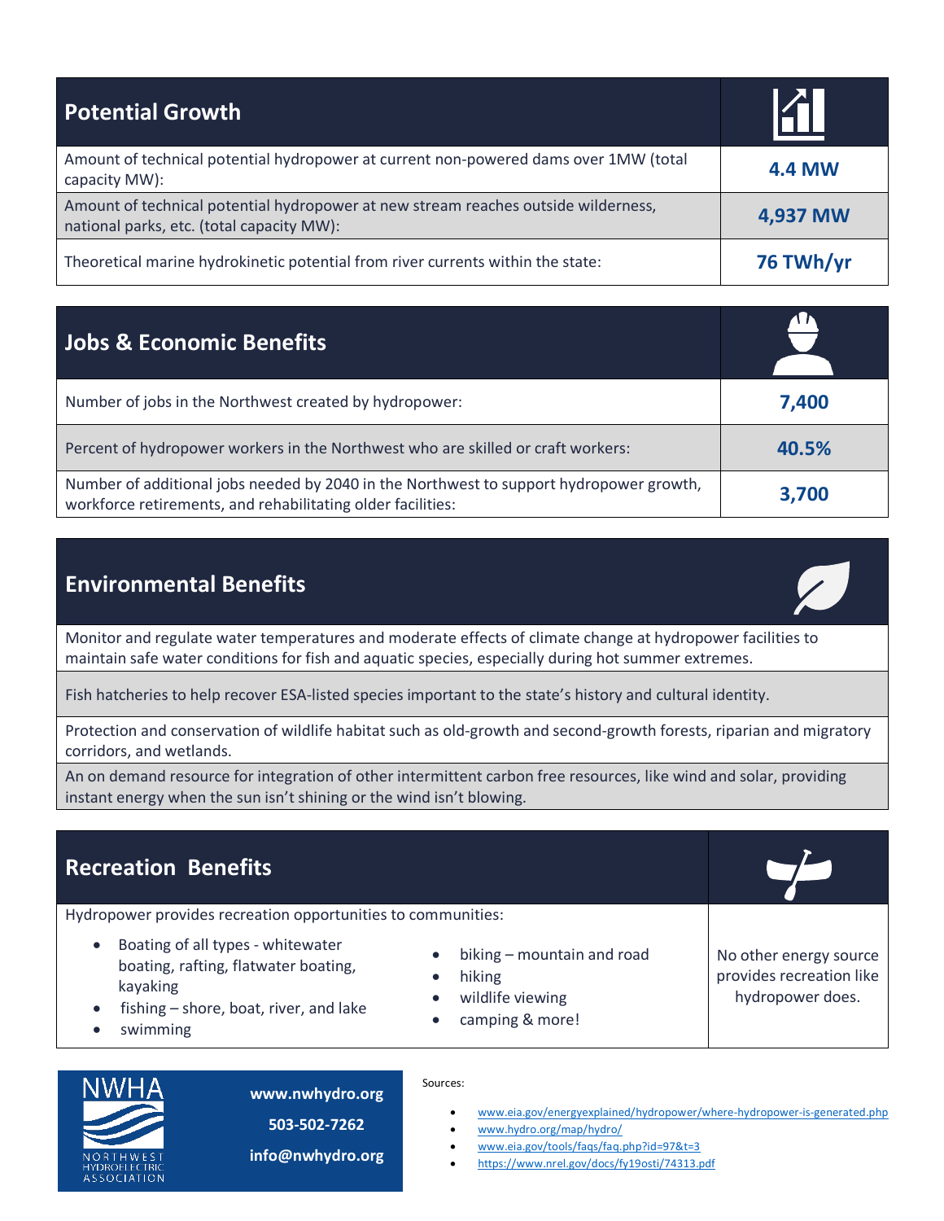## Potential Growth

| | |
|---|---|
| Amount of technical potential hydropower at current non-powered dams over 1MW (total capacity MW): | **4.4 MW** |
| Amount of technical potential hydropower at new stream reaches outside wilderness, national parks, etc. (total capacity MW): | **4,937 MW** |
| Theoretical marine hydrokinetic potential from river currents within the state: | **76 TWh/yr** |

## Jobs & Economic Benefits

| | |
|---|---|
| Number of jobs in the Northwest created by hydropower: | **7,400** |
| Percent of hydropower workers in the Northwest who are skilled or craft workers: | **40.5%** |
| Number of additional jobs needed by 2040 in the Northwest to support hydropower growth, workforce retirements, and rehabilitating older facilities: | **3,700** |

## Environmental Benefits

Monitor and regulate water temperatures and moderate effects of climate change at hydropower facilities to maintain safe water conditions for fish and aquatic species, especially during hot summer extremes.

Fish hatcheries to help recover ESA-listed species important to the state's history and cultural identity.

Protection and conservation of wildlife habitat such as old-growth and second-growth forests, riparian and migratory corridors, and wetlands.

An on demand resource for integration of other intermittent carbon free resources, like wind and solar, providing instant energy when the sun isn't shining or the wind isn't blowing.

## Recreation Benefits

Hydropower provides recreation opportunities to communities:

- Boating of all types - whitewater boating, rafting, flatwater boating, kayaking
- fishing – shore, boat, river, and lake
- swimming
- biking – mountain and road
- hiking
- wildlife viewing
- camping & more!

No other energy source provides recreation like hydropower does.

NWHA
NORTHWEST HYDROELECTRIC ASSOCIATION

**www.nwhydro.org**

**503-502-7262**

**info@nwhydro.org**

Sources:

- www.eia.gov/energyexplained/hydropower/where-hydropower-is-generated.php
- www.hydro.org/map/hydro/
- www.eia.gov/tools/faqs/faq.php?id=97&t=3
- https://www.nrel.gov/docs/fy19osti/74313.pdf